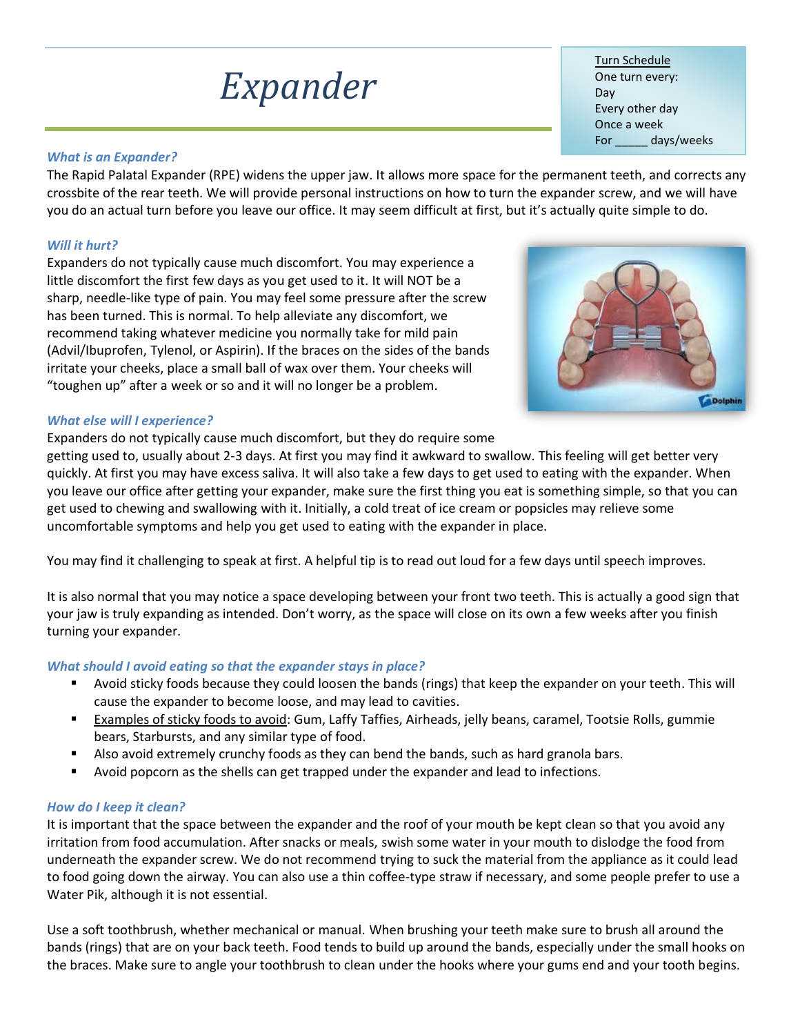# Expander

**Turn Schedule**
One turn every:
Day
Every other day
Once a week
For _____ days/weeks

### *What is an Expander?*

The Rapid Palatal Expander (RPE) widens the upper jaw. It allows more space for the permanent teeth, and corrects any crossbite of the rear teeth. We will provide personal instructions on how to turn the expander screw, and we will have you do an actual turn before you leave our office. It may seem difficult at first, but it's actually quite simple to do.

### *Will it hurt?*

Expanders do not typically cause much discomfort. You may experience a little discomfort the first few days as you get used to it. It will NOT be a sharp, needle-like type of pain. You may feel some pressure after the screw has been turned. This is normal. To help alleviate any discomfort, we recommend taking whatever medicine you normally take for mild pain (Advil/Ibuprofen, Tylenol, or Aspirin). If the braces on the sides of the bands irritate your cheeks, place a small ball of wax over them. Your cheeks will "toughen up" after a week or so and it will no longer be a problem.

### *What else will I experience?*

Expanders do not typically cause much discomfort, but they do require some getting used to, usually about 2-3 days. At first you may find it awkward to swallow. This feeling will get better very quickly. At first you may have excess saliva. It will also take a few days to get used to eating with the expander. When you leave our office after getting your expander, make sure the first thing you eat is something simple, so that you can get used to chewing and swallowing with it. Initially, a cold treat of ice cream or popsicles may relieve some uncomfortable symptoms and help you get used to eating with the expander in place.

You may find it challenging to speak at first. A helpful tip is to read out loud for a few days until speech improves.

It is also normal that you may notice a space developing between your front two teeth. This is actually a good sign that your jaw is truly expanding as intended. Don't worry, as the space will close on its own a few weeks after you finish turning your expander.

### *What should I avoid eating so that the expander stays in place?*

- Avoid sticky foods because they could loosen the bands (rings) that keep the expander on your teeth. This will cause the expander to become loose, and may lead to cavities.
- Examples of sticky foods to avoid: Gum, Laffy Taffies, Airheads, jelly beans, caramel, Tootsie Rolls, gummie bears, Starbursts, and any similar type of food.
- Also avoid extremely crunchy foods as they can bend the bands, such as hard granola bars.
- Avoid popcorn as the shells can get trapped under the expander and lead to infections.

### *How do I keep it clean?*

It is important that the space between the expander and the roof of your mouth be kept clean so that you avoid any irritation from food accumulation. After snacks or meals, swish some water in your mouth to dislodge the food from underneath the expander screw. We do not recommend trying to suck the material from the appliance as it could lead to food going down the airway. You can also use a thin coffee-type straw if necessary, and some people prefer to use a Water Pik, although it is not essential.

Use a soft toothbrush, whether mechanical or manual. When brushing your teeth make sure to brush all around the bands (rings) that are on your back teeth. Food tends to build up around the bands, especially under the small hooks on the braces. Make sure to angle your toothbrush to clean under the hooks where your gums end and your tooth begins.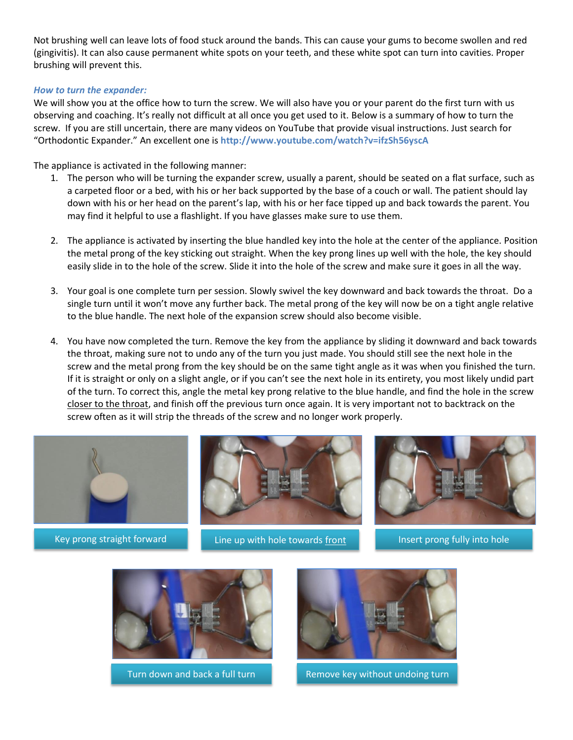Not brushing well can leave lots of food stuck around the bands. This can cause your gums to become swollen and red (gingivitis). It can also cause permanent white spots on your teeth, and these white spot can turn into cavities. Proper brushing will prevent this.

***How to turn the expander:***

We will show you at the office how to turn the screw. We will also have you or your parent do the first turn with us observing and coaching. It's really not difficult at all once you get used to it. Below is a summary of how to turn the screw. If you are still uncertain, there are many videos on YouTube that provide visual instructions. Just search for "Orthodontic Expander." An excellent one is **http://www.youtube.com/watch?v=ifzSh56yscA**

The appliance is activated in the following manner:

1. The person who will be turning the expander screw, usually a parent, should be seated on a flat surface, such as a carpeted floor or a bed, with his or her back supported by the base of a couch or wall. The patient should lay down with his or her head on the parent's lap, with his or her face tipped up and back towards the parent. You may find it helpful to use a flashlight. If you have glasses make sure to use them.

2. The appliance is activated by inserting the blue handled key into the hole at the center of the appliance. Position the metal prong of the key sticking out straight. When the key prong lines up well with the hole, the key should easily slide in to the hole of the screw. Slide it into the hole of the screw and make sure it goes in all the way.

3. Your goal is one complete turn per session. Slowly swivel the key downward and back towards the throat. Do a single turn until it won't move any further back. The metal prong of the key will now be on a tight angle relative to the blue handle. The next hole of the expansion screw should also become visible.

4. You have now completed the turn. Remove the key from the appliance by sliding it downward and back towards the throat, making sure not to undo any of the turn you just made. You should still see the next hole in the screw and the metal prong from the key should be on the same tight angle as it was when you finished the turn. If it is straight or only on a slight angle, or if you can't see the next hole in its entirety, you most likely undid part of the turn. To correct this, angle the metal key prong relative to the blue handle, and find the hole in the screw closer to the throat, and finish off the previous turn once again. It is very important not to backtrack on the screw often as it will strip the threads of the screw and no longer work properly.

Key prong straight forward

Line up with hole towards front

Insert prong fully into hole

Turn down and back a full turn

Remove key without undoing turn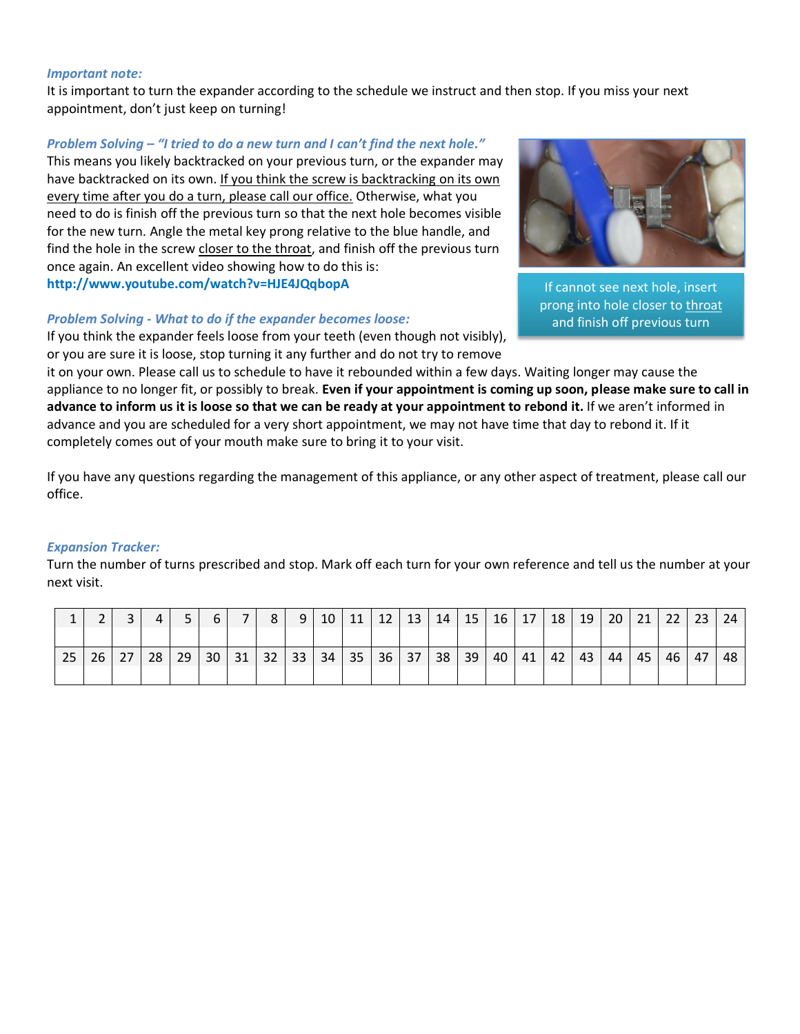***Important note:***
It is important to turn the expander according to the schedule we instruct and then stop. If you miss your next appointment, don't just keep on turning!

***Problem Solving – "I tried to do a new turn and I can't find the next hole."***
This means you likely backtracked on your previous turn, or the expander may have backtracked on its own. <u>If you think the screw is backtracking on its own every time after you do a turn, please call our office.</u> Otherwise, what you need to do is finish off the previous turn so that the next hole becomes visible for the new turn. Angle the metal key prong relative to the blue handle, and find the hole in the screw <u>closer to the throat</u>, and finish off the previous turn once again. An excellent video showing how to do this is:
**http://www.youtube.com/watch?v=HJE4JQqbopA**

If cannot see next hole, insert prong into hole closer to <u>throat</u> and finish off previous turn

***Problem Solving - What to do if the expander becomes loose:***
If you think the expander feels loose from your teeth (even though not visibly), or you are sure it is loose, stop turning it any further and do not try to remove it on your own. Please call us to schedule to have it rebounded within a few days. Waiting longer may cause the appliance to no longer fit, or possibly to break. **Even if your appointment is coming up soon, please make sure to call in advance to inform us it is loose so that we can be ready at your appointment to rebond it.** If we aren't informed in advance and you are scheduled for a very short appointment, we may not have time that day to rebond it. If it completely comes out of your mouth make sure to bring it to your visit.

If you have any questions regarding the management of this appliance, or any other aspect of treatment, please call our office.

***Expansion Tracker:***
Turn the number of turns prescribed and stop. Mark off each turn for your own reference and tell us the number at your next visit.

| | | | | | | | | | | | | | | | | | | | | | | | |
|---|---|---|---|---|---|---|---|---|---|---|---|---|---|---|---|---|---|---|---|---|---|---|---|
| 1 | 2 | 3 | 4 | 5 | 6 | 7 | 8 | 9 | 10 | 11 | 12 | 13 | 14 | 15 | 16 | 17 | 18 | 19 | 20 | 21 | 22 | 23 | 24 |
| 25 | 26 | 27 | 28 | 29 | 30 | 31 | 32 | 33 | 34 | 35 | 36 | 37 | 38 | 39 | 40 | 41 | 42 | 43 | 44 | 45 | 46 | 47 | 48 |